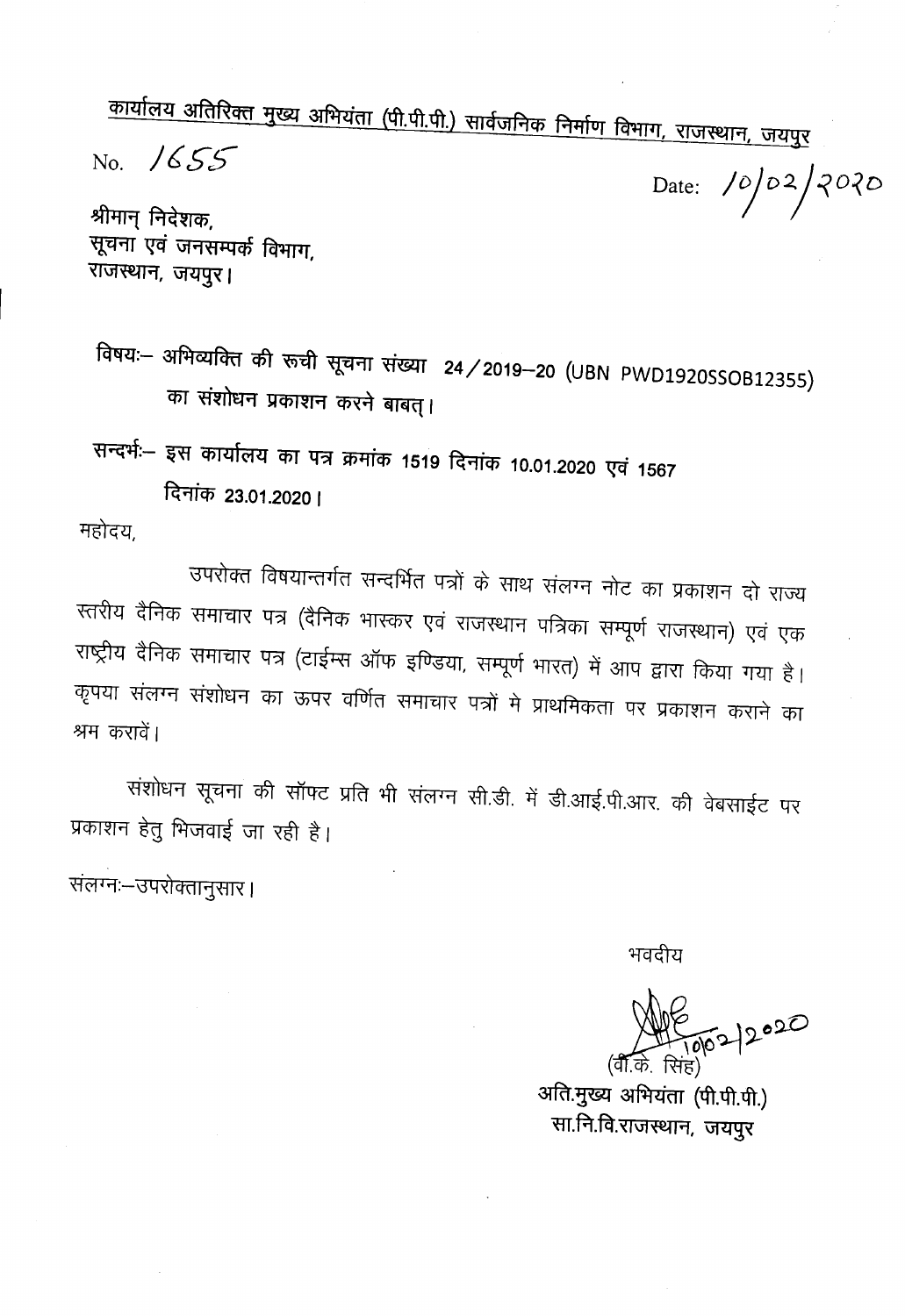<u>कार्यालय अतिरिक्त मुख्य अभियंता (पी.पी.पी.) सार्वजनिक निर्माण विभाग, राजस्थान, जयपुर</u>

No. 1655 Date: 10/02/2020

श्रीमान् निदेशक,
सूचना एवं जनसम्पर्क विभाग,
राजस्थान, जयपुर।

विषयः– अभिव्यक्ति की रूची सूचना संख्या 24/2019–20 (UBN PWD1920SSOB12355) का संशोधन प्रकाशन करने बाबत्।

सन्दर्भः– इस कार्यालय का पत्र क्रमांक 1519 दिनांक 10.01.2020 एवं 1567 दिनांक 23.01.2020।

महोदय,

उपरोक्त विषयान्तर्गत सन्दर्भित पत्रों के साथ संलग्न नोट का प्रकाशन दो राज्य स्तरीय दैनिक समाचार पत्र (दैनिक भास्कर एवं राजस्थान पत्रिका सम्पूर्ण राजस्थान) एवं एक राष्ट्रीय दैनिक समाचार पत्र (टाईम्स ऑफ इण्डिया, सम्पूर्ण भारत) में आप द्वारा किया गया है। कृपया संलग्न संशोधन का ऊपर वर्णित समाचार पत्रों मे प्राथमिकता पर प्रकाशन कराने का श्रम करावें।

संशोधन सूचना की सॉफ्ट प्रति भी संलग्न सी.डी. में डी.आई.पी.आर. की वेबसाईट पर प्रकाशन हेतु भिजवाई जा रही है।

संलग्नः–उपरोक्तानुसार।

भवदीय

10/02/2020
(वी.के. सिंह)
अति.मुख्य अभियंता (पी.पी.पी.)
सा.नि.वि.राजस्थान, जयपुर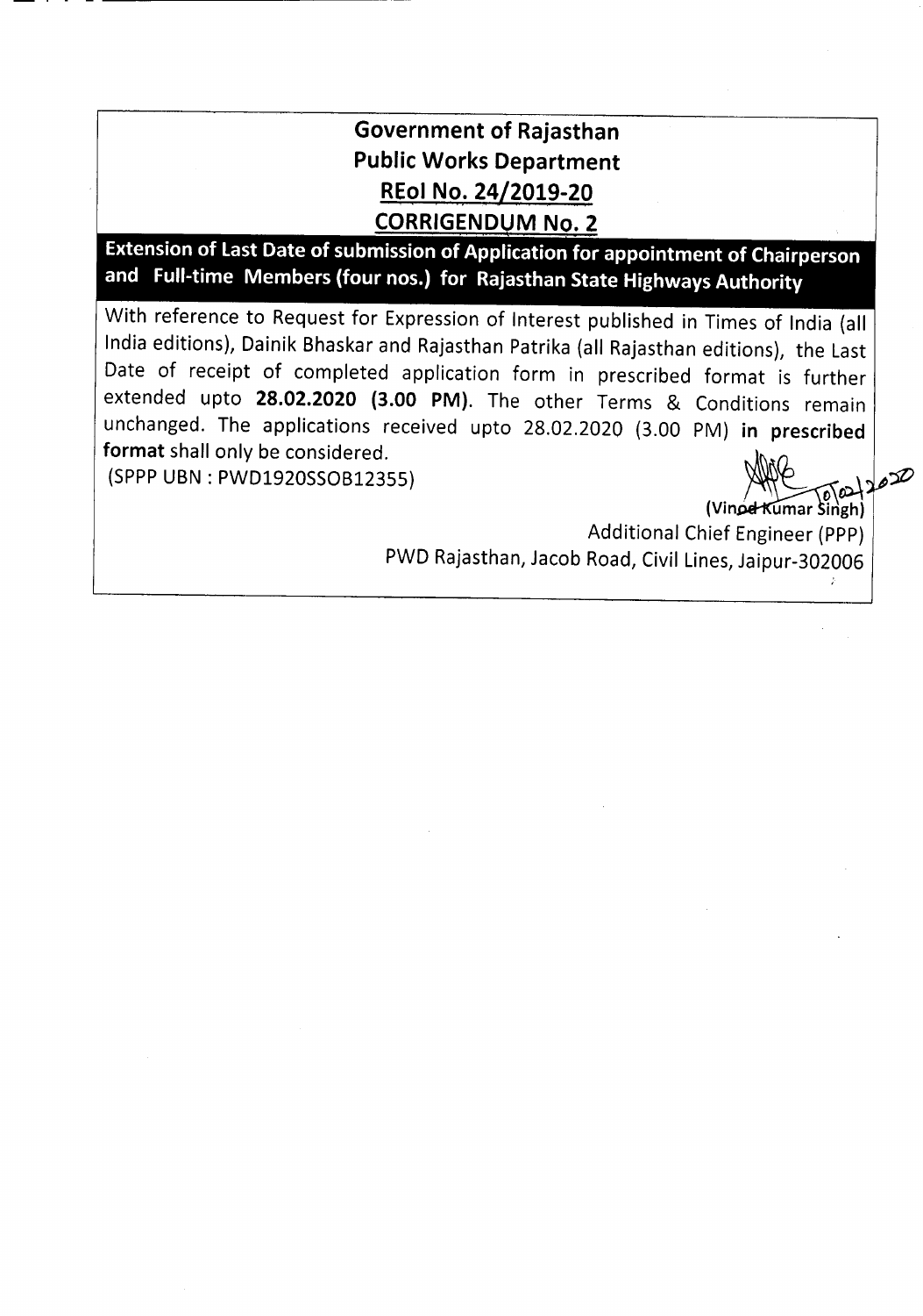# Government of Rajasthan
# Public Works Department
## REoI No. 24/2019-20
## CORRIGENDUM No. 2

**Extension of Last Date of submission of Application for appointment of Chairperson and Full-time Members (four nos.) for Rajasthan State Highways Authority**

With reference to Request for Expression of Interest published in Times of India (all India editions), Dainik Bhaskar and Rajasthan Patrika (all Rajasthan editions), the Last Date of receipt of completed application form in prescribed format is further extended upto **28.02.2020 (3.00 PM)**. The other Terms & Conditions remain unchanged. The applications received upto 28.02.2020 (3.00 PM) **in prescribed format** shall only be considered.

(SPPP UBN : PWD1920SSOB12355)

10/02/2020

**(Vinod Kumar Singh)**
Additional Chief Engineer (PPP)
PWD Rajasthan, Jacob Road, Civil Lines, Jaipur-302006